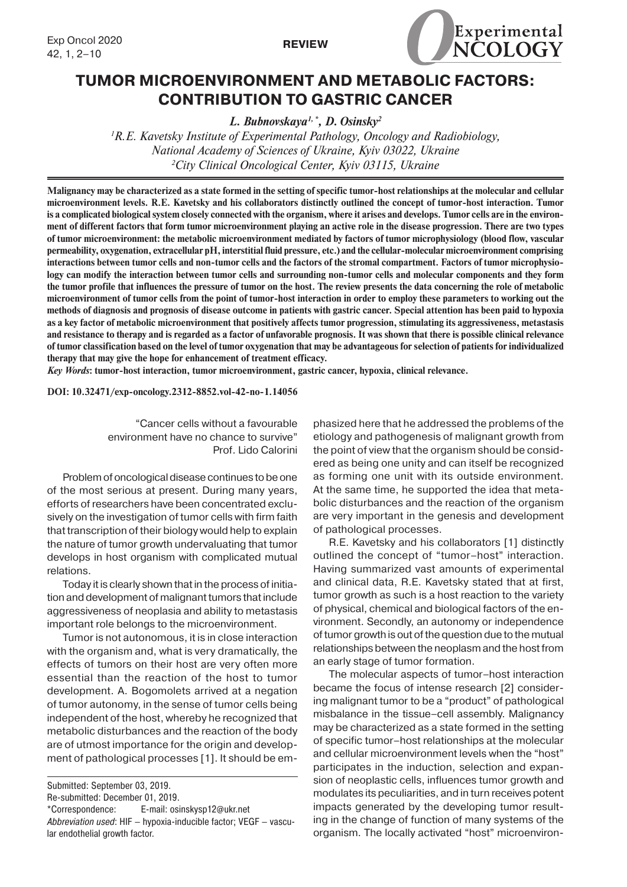REVIEW

# TUMOR MICROENVIRONMENT AND METABOLIC FACTORS: CONTRIBUTION TO GASTRIC CANCER

*L. Bubnovskaya[1,*], D. Osinsky[2]*

[1]*R.E. Kavetsky Institute of Experimental Pathology, Oncology and Radiobiology, National Academy of Sciences of Ukraine, Kyiv 03022, Ukraine*
[2]*City Clinical Oncological Center, Kyiv 03115, Ukraine*

**Malignancy may be characterized as a state formed in the setting of specific tumor-host relationships at the molecular and cellular microenvironment levels. R.E. Kavetsky and his collaborators distinctly outlined the concept of tumor-host interaction. Tumor is a complicated biological system closely connected with the organism, where it arises and develops. Tumor cells are in the environment of different factors that form tumor microenvironment playing an active role in the disease progression. There are two types of tumor microenvironment: the metabolic microenvironment mediated by factors of tumor microphysiology (blood flow, vascular permeability, oxygenation, extracellular pH, interstitial fluid pressure, etc.) and the cellular-molecular microenvironment comprising interactions between tumor cells and non-tumor cells and the factors of the stromal compartment. Factors of tumor microphysiology can modify the interaction between tumor cells and surrounding non-tumor cells and molecular components and they form the tumor profile that influences the pressure of tumor on the host. The review presents the data concerning the role of metabolic microenvironment of tumor cells from the point of view tumor-host interaction in order to employ these parameters to working out the methods of diagnosis and prognosis of disease outcome in patients with gastric cancer. Special attention has been paid to hypoxia as a key factor of metabolic microenvironment that positively affects tumor progression, stimulating its aggressiveness, metastasis and resistance to therapy and is regarded as a factor of unfavorable prognosis. It was shown that there is possible clinical relevance of tumor classification based on the level of tumor oxygenation that may be advantageous for selection of patients for individualized therapy that may give the hope for enhancement of treatment efficacy.**

***Key Words*: tumor-host interaction, tumor microenvironment, gastric cancer, hypoxia, clinical relevance.**

**DOI: 10.32471/exp-oncology.2312-8852.vol-42-no-1.14056**

> "Cancer cells without a favourable environment have no chance to survive"
> Prof. Lido Calorini

Problem of oncological disease continues to be one of the most serious at present. During many years, efforts of researchers have been concentrated exclusively on the investigation of tumor cells with firm faith that transcription of their biology would help to explain the nature of tumor growth undervaluating that tumor develops in host organism with complicated mutual relations.

Today it is clearly shown that in the process of initiation and development of malignant tumors that include aggressiveness of neoplasia and ability to metastasis important role belongs to the microenvironment.

Tumor is not autonomous, it is in close interaction with the organism and, what is very dramatically, the effects of tumors on their host are very often more essential than the reaction of the host to tumor development. A. Bogomolets arrived at a negation of tumor autonomy, in the sense of tumor cells being independent of the host, whereby he recognized that metabolic disturbances and the reaction of the body are of utmost importance for the origin and development of pathological processes [1]. It should be emphasized here that he addressed the problems of the etiology and pathogenesis of malignant growth from the point of view that the organism should be considered as being one unity and can itself be recognized as forming one unit with its outside environment. At the same time, he supported the idea that metabolic disturbances and the reaction of the organism are very important in the genesis and development of pathological processes.

R.E. Kavetsky and his collaborators [1] distinctly outlined the concept of "tumor–host" interaction. Having summarized vast amounts of experimental and clinical data, R.E. Kavetsky stated that at first, tumor growth as such is a host reaction to the variety of physical, chemical and biological factors of the environment. Secondly, an autonomy or independence of tumor growth is out of the question due to the mutual relationships between the neoplasm and the host from an early stage of tumor formation.

The molecular aspects of tumor–host interaction became the focus of intense research [2] considering malignant tumor to be a "product" of pathological misbalance in the tissue–cell assembly. Malignancy may be characterized as a state formed in the setting of specific tumor–host relationships at the molecular and cellular microenvironment levels when the "host" participates in the induction, selection and expansion of neoplastic cells, influences tumor growth and modulates its peculiarities, and in turn receives potent impacts generated by the developing tumor resulting in the change of function of many systems of the organism. The locally activated "host" microenviron-

Submitted: September 03, 2019.
Re-submitted: December 01, 2019.
*Correspondence: E-mail: osinskysp12@ukr.net
*Abbreviation used*: HIF – hypoxia-inducible factor; VEGF – vascular endothelial growth factor.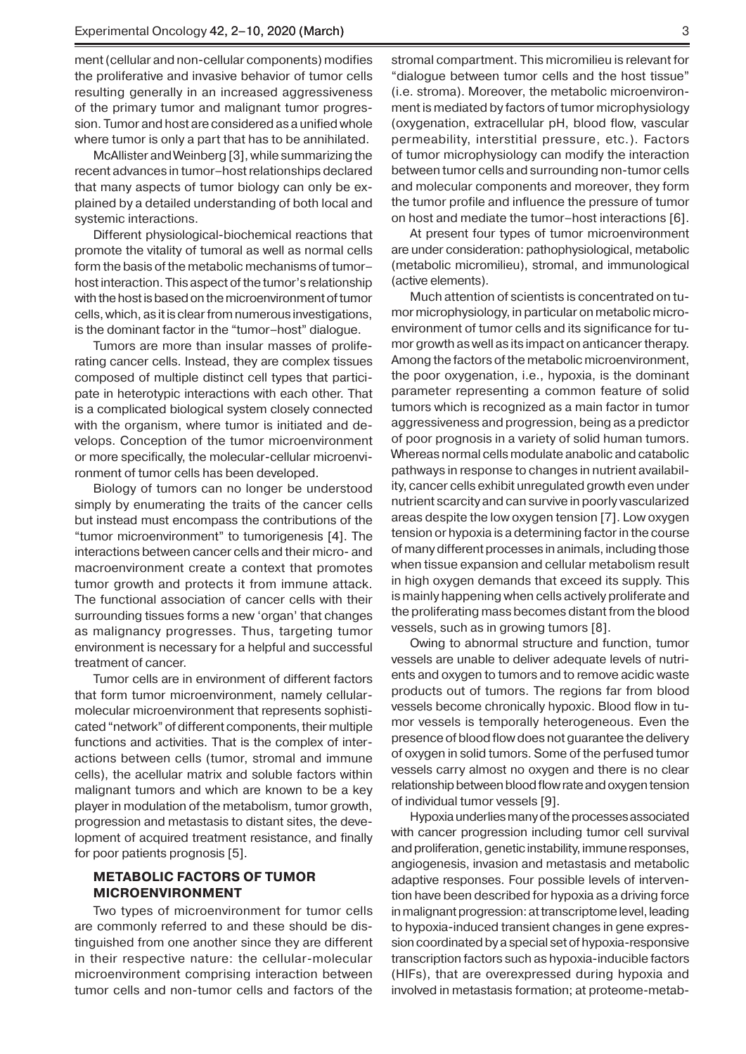ment (cellular and non-cellular components) modifies the proliferative and invasive behavior of tumor cells resulting generally in an increased aggressiveness of the primary tumor and malignant tumor progression. Tumor and host are considered as a unified whole where tumor is only a part that has to be annihilated.

McAllister and Weinberg [3], while summarizing the recent advances in tumor–host relationships declared that many aspects of tumor biology can only be explained by a detailed understanding of both local and systemic interactions.

Different physiological-biochemical reactions that promote the vitality of tumoral as well as normal cells form the basis of the metabolic mechanisms of tumor–host interaction. This aspect of the tumor's relationship with the host is based on the microenvironment of tumor cells, which, as it is clear from numerous investigations, is the dominant factor in the "tumor–host" dialogue.

Tumors are more than insular masses of proliferating cancer cells. Instead, they are complex tissues composed of multiple distinct cell types that participate in heterotypic interactions with each other. That is a complicated biological system closely connected with the organism, where tumor is initiated and develops. Conception of the tumor microenvironment or more specifically, the molecular-cellular microenvironment of tumor cells has been developed.

Biology of tumors can no longer be understood simply by enumerating the traits of the cancer cells but instead must encompass the contributions of the "tumor microenvironment" to tumorigenesis [4]. The interactions between cancer cells and their micro- and macroenvironment create a context that promotes tumor growth and protects it from immune attack. The functional association of cancer cells with their surrounding tissues forms a new 'organ' that changes as malignancy progresses. Thus, targeting tumor environment is necessary for a helpful and successful treatment of cancer.

Tumor cells are in environment of different factors that form tumor microenvironment, namely cellular-molecular microenvironment that represents sophisticated "network" of different components, their multiple functions and activities. That is the complex of interactions between cells (tumor, stromal and immune cells), the acellular matrix and soluble factors within malignant tumors and which are known to be a key player in modulation of the metabolism, tumor growth, progression and metastasis to distant sites, the development of acquired treatment resistance, and finally for poor patients prognosis [5].

## METABOLIC FACTORS OF TUMOR MICROENVIRONMENT

Two types of microenvironment for tumor cells are commonly referred to and these should be distinguished from one another since they are different in their respective nature: the cellular-molecular microenvironment comprising interaction between tumor cells and non-tumor cells and factors of the stromal compartment. This micromilieu is relevant for "dialogue between tumor cells and the host tissue" (i.e. stroma). Moreover, the metabolic microenvironment is mediated by factors of tumor microphysiology (oxygenation, extracellular pH, blood flow, vascular permeability, interstitial pressure, etc.). Factors of tumor microphysiology can modify the interaction between tumor cells and surrounding non-tumor cells and molecular components and moreover, they form the tumor profile and influence the pressure of tumor on host and mediate the tumor–host interactions [6].

At present four types of tumor microenvironment are under consideration: pathophysiological, metabolic (metabolic micromilieu), stromal, and immunological (active elements).

Much attention of scientists is concentrated on tumor microphysiology, in particular on metabolic microenvironment of tumor cells and its significance for tumor growth as well as its impact on anticancer therapy. Among the factors of the metabolic microenvironment, the poor oxygenation, i.e., hypoxia, is the dominant parameter representing a common feature of solid tumors which is recognized as a main factor in tumor aggressiveness and progression, being as a predictor of poor prognosis in a variety of solid human tumors. Whereas normal cells modulate anabolic and catabolic pathways in response to changes in nutrient availability, cancer cells exhibit unregulated growth even under nutrient scarcity and can survive in poorly vascularized areas despite the low oxygen tension [7]. Low oxygen tension or hypoxia is a determining factor in the course of many different processes in animals, including those when tissue expansion and cellular metabolism result in high oxygen demands that exceed its supply. This is mainly happening when cells actively proliferate and the proliferating mass becomes distant from the blood vessels, such as in growing tumors [8].

Owing to abnormal structure and function, tumor vessels are unable to deliver adequate levels of nutrients and oxygen to tumors and to remove acidic waste products out of tumors. The regions far from blood vessels become chronically hypoxic. Blood flow in tumor vessels is temporally heterogeneous. Even the presence of blood flow does not guarantee the delivery of oxygen in solid tumors. Some of the perfused tumor vessels carry almost no oxygen and there is no clear relationship between blood flow rate and oxygen tension of individual tumor vessels [9].

Hypoxia underlies many of the processes associated with cancer progression including tumor cell survival and proliferation, genetic instability, immune responses, angiogenesis, invasion and metastasis and metabolic adaptive responses. Four possible levels of intervention have been described for hypoxia as a driving force in malignant progression: at transcriptome level, leading to hypoxia-induced transient changes in gene expression coordinated by a special set of hypoxia-responsive transcription factors such as hypoxia-inducible factors (HIFs), that are overexpressed during hypoxia and involved in metastasis formation; at proteome-metab-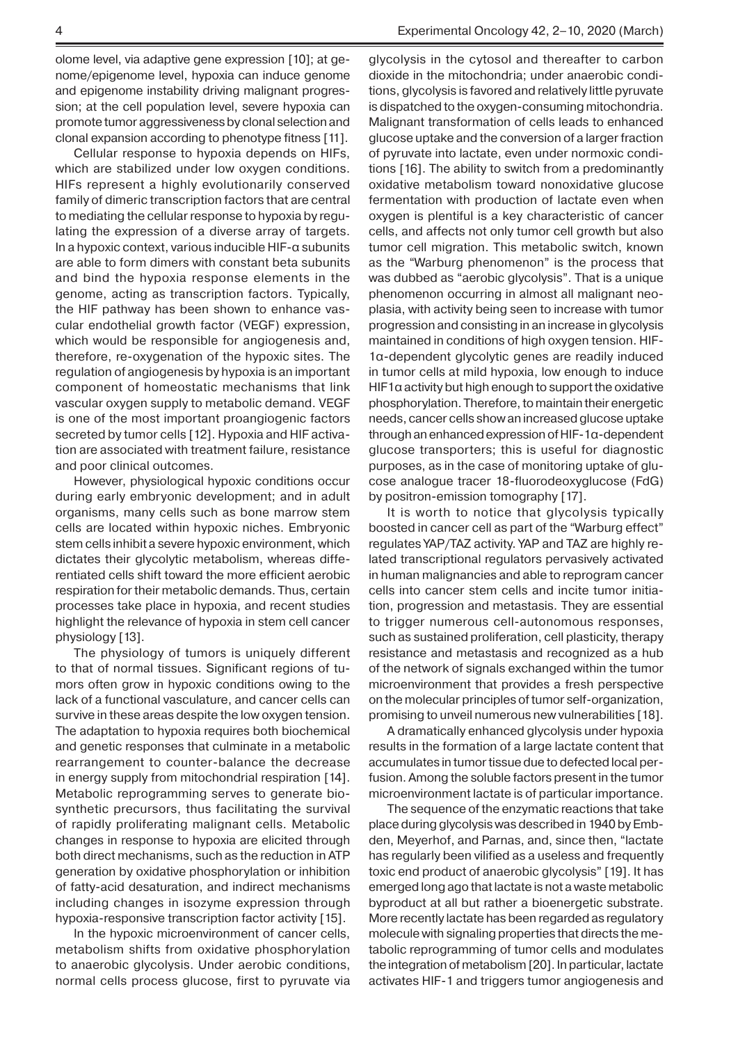olome level, via adaptive gene expression [10]; at genome/epigenome level, hypoxia can induce genome and epigenome instability driving malignant progression; at the cell population level, severe hypoxia can promote tumor aggressiveness by clonal selection and clonal expansion according to phenotype fitness [11].

Cellular response to hypoxia depends on HIFs, which are stabilized under low oxygen conditions. HIFs represent a highly evolutionarily conserved family of dimeric transcription factors that are central to mediating the cellular response to hypoxia by regulating the expression of a diverse array of targets. In a hypoxic context, various inducible HIF-α subunits are able to form dimers with constant beta subunits and bind the hypoxia response elements in the genome, acting as transcription factors. Typically, the HIF pathway has been shown to enhance vascular endothelial growth factor (VEGF) expression, which would be responsible for angiogenesis and, therefore, re-oxygenation of the hypoxic sites. The regulation of angiogenesis by hypoxia is an important component of homeostatic mechanisms that link vascular oxygen supply to metabolic demand. VEGF is one of the most important proangiogenic factors secreted by tumor cells [12]. Hypoxia and HIF activation are associated with treatment failure, resistance and poor clinical outcomes.

However, physiological hypoxic conditions occur during early embryonic development; and in adult organisms, many cells such as bone marrow stem cells are located within hypoxic niches. Embryonic stem cells inhibit a severe hypoxic environment, which dictates their glycolytic metabolism, whereas differentiated cells shift toward the more efficient aerobic respiration for their metabolic demands. Thus, certain processes take place in hypoxia, and recent studies highlight the relevance of hypoxia in stem cell cancer physiology [13].

The physiology of tumors is uniquely different to that of normal tissues. Significant regions of tumors often grow in hypoxic conditions owing to the lack of a functional vasculature, and cancer cells can survive in these areas despite the low oxygen tension. The adaptation to hypoxia requires both biochemical and genetic responses that culminate in a metabolic rearrangement to counter-balance the decrease in energy supply from mitochondrial respiration [14]. Metabolic reprogramming serves to generate biosynthetic precursors, thus facilitating the survival of rapidly proliferating malignant cells. Metabolic changes in response to hypoxia are elicited through both direct mechanisms, such as the reduction in ATP generation by oxidative phosphorylation or inhibition of fatty-acid desaturation, and indirect mechanisms including changes in isozyme expression through hypoxia-responsive transcription factor activity [15].

In the hypoxic microenvironment of cancer cells, metabolism shifts from oxidative phosphorylation to anaerobic glycolysis. Under aerobic conditions, normal cells process glucose, first to pyruvate via glycolysis in the cytosol and thereafter to carbon dioxide in the mitochondria; under anaerobic conditions, glycolysis is favored and relatively little pyruvate is dispatched to the oxygen-consuming mitochondria. Malignant transformation of cells leads to enhanced glucose uptake and the conversion of a larger fraction of pyruvate into lactate, even under normoxic conditions [16]. The ability to switch from a predominantly oxidative metabolism toward nonoxidative glucose fermentation with production of lactate even when oxygen is plentiful is a key characteristic of cancer cells, and affects not only tumor cell growth but also tumor cell migration. This metabolic switch, known as the "Warburg phenomenon" is the process that was dubbed as "aerobic glycolysis". That is a unique phenomenon occurring in almost all malignant neoplasia, with activity being seen to increase with tumor progression and consisting in an increase in glycolysis maintained in conditions of high oxygen tension. HIF-1α-dependent glycolytic genes are readily induced in tumor cells at mild hypoxia, low enough to induce HIF1α activity but high enough to support the oxidative phosphorylation. Therefore, to maintain their energetic needs, cancer cells show an increased glucose uptake through an enhanced expression of HIF-1α-dependent glucose transporters; this is useful for diagnostic purposes, as in the case of monitoring uptake of glucose analogue tracer 18-fluorodeoxyglucose (FdG) by positron-emission tomography [17].

It is worth to notice that glycolysis typically boosted in cancer cell as part of the "Warburg effect" regulates YAP/TAZ activity. YAP and TAZ are highly related transcriptional regulators pervasively activated in human malignancies and able to reprogram cancer cells into cancer stem cells and incite tumor initiation, progression and metastasis. They are essential to trigger numerous cell-autonomous responses, such as sustained proliferation, cell plasticity, therapy resistance and metastasis and recognized as a hub of the network of signals exchanged within the tumor microenvironment that provides a fresh perspective on the molecular principles of tumor self-organization, promising to unveil numerous new vulnerabilities [18].

A dramatically enhanced glycolysis under hypoxia results in the formation of a large lactate content that accumulates in tumor tissue due to defected local perfusion. Among the soluble factors present in the tumor microenvironment lactate is of particular importance.

The sequence of the enzymatic reactions that take place during glycolysis was described in 1940 by Embden, Meyerhof, and Parnas, and, since then, "lactate has regularly been vilified as a useless and frequently toxic end product of anaerobic glycolysis" [19]. It has emerged long ago that lactate is not a waste metabolic byproduct at all but rather a bioenergetic substrate. More recently lactate has been regarded as regulatory molecule with signaling properties that directs the metabolic reprogramming of tumor cells and modulates the integration of metabolism [20]. In particular, lactate activates HIF-1 and triggers tumor angiogenesis and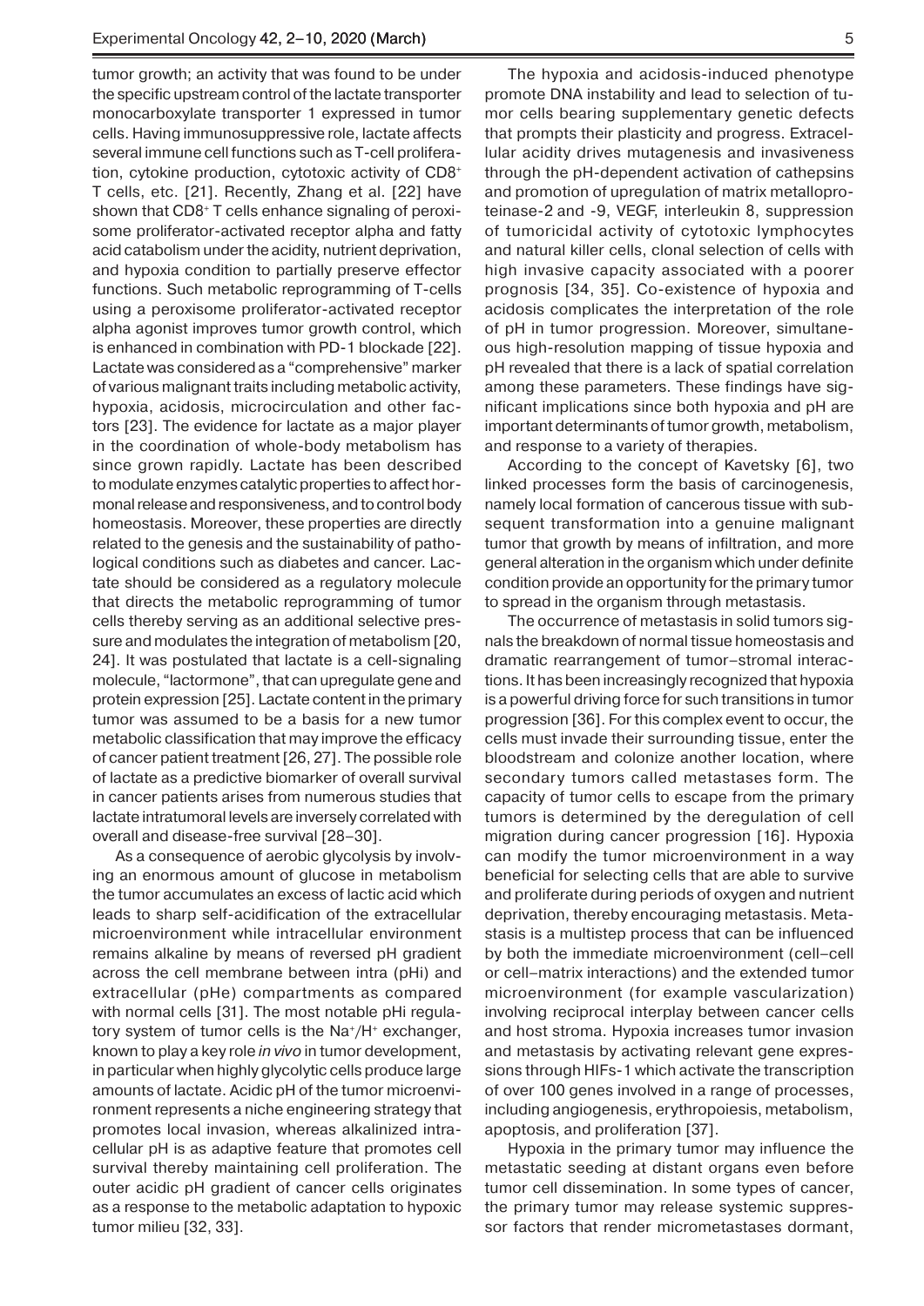tumor growth; an activity that was found to be under the specific upstream control of the lactate transporter monocarboxylate transporter 1 expressed in tumor cells. Having immunosuppressive role, lactate affects several immune cell functions such as T-cell proliferation, cytokine production, cytotoxic activity of $CD8^+$ T cells, etc. [21]. Recently, Zhang et al. [22] have shown that $CD8^+$ T cells enhance signaling of peroxisome proliferator-activated receptor alpha and fatty acid catabolism under the acidity, nutrient deprivation, and hypoxia condition to partially preserve effector functions. Such metabolic reprogramming of T-cells using a peroxisome proliferator-activated receptor alpha agonist improves tumor growth control, which is enhanced in combination with PD-1 blockade [22]. Lactate was considered as a "comprehensive" marker of various malignant traits including metabolic activity, hypoxia, acidosis, microcirculation and other factors [23]. The evidence for lactate as a major player in the coordination of whole-body metabolism has since grown rapidly. Lactate has been described to modulate enzymes catalytic properties to affect hormonal release and responsiveness, and to control body homeostasis. Moreover, these properties are directly related to the genesis and the sustainability of pathological conditions such as diabetes and cancer. Lactate should be considered as a regulatory molecule that directs the metabolic reprogramming of tumor cells thereby serving as an additional selective pressure and modulates the integration of metabolism [20, 24]. It was postulated that lactate is a cell-signaling molecule, "lactormone", that can upregulate gene and protein expression [25]. Lactate content in the primary tumor was assumed to be a basis for a new tumor metabolic classification that may improve the efficacy of cancer patient treatment [26, 27]. The possible role of lactate as a predictive biomarker of overall survival in cancer patients arises from numerous studies that lactate intratumoral levels are inversely correlated with overall and disease-free survival [28–30].

As a consequence of aerobic glycolysis by involving an enormous amount of glucose in metabolism the tumor accumulates an excess of lactic acid which leads to sharp self-acidification of the extracellular microenvironment while intracellular environment remains alkaline by means of reversed pH gradient across the cell membrane between intra (pHi) and extracellular (pHe) compartments as compared with normal cells [31]. The most notable pHi regulatory system of tumor cells is the $Na^+/H^+$ exchanger, known to play a key role *in vivo* in tumor development, in particular when highly glycolytic cells produce large amounts of lactate. Acidic pH of the tumor microenvironment represents a niche engineering strategy that promotes local invasion, whereas alkalinized intracellular pH is as adaptive feature that promotes cell survival thereby maintaining cell proliferation. The outer acidic pH gradient of cancer cells originates as a response to the metabolic adaptation to hypoxic tumor milieu [32, 33].

The hypoxia and acidosis-induced phenotype promote DNA instability and lead to selection of tumor cells bearing supplementary genetic defects that prompts their plasticity and progress. Extracellular acidity drives mutagenesis and invasiveness through the pH-dependent activation of cathepsins and promotion of upregulation of matrix metalloproteinase-2 and -9, VEGF, interleukin 8, suppression of tumoricidal activity of cytotoxic lymphocytes and natural killer cells, clonal selection of cells with high invasive capacity associated with a poorer prognosis [34, 35]. Co-existence of hypoxia and acidosis complicates the interpretation of the role of pH in tumor progression. Moreover, simultaneous high-resolution mapping of tissue hypoxia and pH revealed that there is a lack of spatial correlation among these parameters. These findings have significant implications since both hypoxia and pH are important determinants of tumor growth, metabolism, and response to a variety of therapies.

According to the concept of Kavetsky [6], two linked processes form the basis of carcinogenesis, namely local formation of cancerous tissue with subsequent transformation into a genuine malignant tumor that growth by means of infiltration, and more general alteration in the organism which under definite condition provide an opportunity for the primary tumor to spread in the organism through metastasis.

The occurrence of metastasis in solid tumors signals the breakdown of normal tissue homeostasis and dramatic rearrangement of tumor–stromal interactions. It has been increasingly recognized that hypoxia is a powerful driving force for such transitions in tumor progression [36]. For this complex event to occur, the cells must invade their surrounding tissue, enter the bloodstream and colonize another location, where secondary tumors called metastases form. The capacity of tumor cells to escape from the primary tumors is determined by the deregulation of cell migration during cancer progression [16]. Hypoxia can modify the tumor microenvironment in a way beneficial for selecting cells that are able to survive and proliferate during periods of oxygen and nutrient deprivation, thereby encouraging metastasis. Metastasis is a multistep process that can be influenced by both the immediate microenvironment (cell–cell or cell–matrix interactions) and the extended tumor microenvironment (for example vascularization) involving reciprocal interplay between cancer cells and host stroma. Hypoxia increases tumor invasion and metastasis by activating relevant gene expressions through HIFs-1 which activate the transcription of over 100 genes involved in a range of processes, including angiogenesis, erythropoiesis, metabolism, apoptosis, and proliferation [37].

Hypoxia in the primary tumor may influence the metastatic seeding at distant organs even before tumor cell dissemination. In some types of cancer, the primary tumor may release systemic suppressor factors that render micrometastases dormant,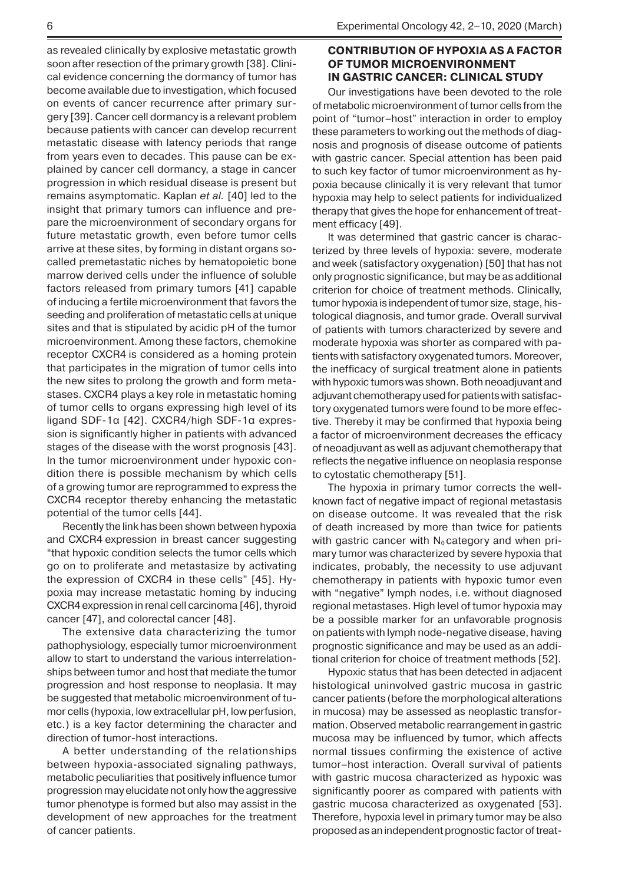as revealed clinically by explosive metastatic growth soon after resection of the primary growth [38]. Clinical evidence concerning the dormancy of tumor has become available due to investigation, which focused on events of cancer recurrence after primary surgery [39]. Cancer cell dormancy is a relevant problem because patients with cancer can develop recurrent metastatic disease with latency periods that range from years even to decades. This pause can be explained by cancer cell dormancy, a stage in cancer progression in which residual disease is present but remains asymptomatic. Kaplan *et al.* [40] led to the insight that primary tumors can influence and prepare the microenvironment of secondary organs for future metastatic growth, even before tumor cells arrive at these sites, by forming in distant organs so-called premetastatic niches by hematopoietic bone marrow derived cells under the influence of soluble factors released from primary tumors [41] capable of inducing a fertile microenvironment that favors the seeding and proliferation of metastatic cells at unique sites and that is stipulated by acidic pH of the tumor microenvironment. Among these factors, chemokine receptor CXCR4 is considered as a homing protein that participates in the migration of tumor cells into the new sites to prolong the growth and form metastases. CXCR4 plays a key role in metastatic homing of tumor cells to organs expressing high level of its ligand SDF-1α [42]. CXCR4/high SDF-1α expression is significantly higher in patients with advanced stages of the disease with the worst prognosis [43]. In the tumor microenvironment under hypoxic condition there is possible mechanism by which cells of a growing tumor are reprogrammed to express the CXCR4 receptor thereby enhancing the metastatic potential of the tumor cells [44].

Recently the link has been shown between hypoxia and CXCR4 expression in breast cancer suggesting "that hypoxic condition selects the tumor cells which go on to proliferate and metastasize by activating the expression of CXCR4 in these cells" [45]. Hypoxia may increase metastatic homing by inducing CXCR4 expression in renal cell carcinoma [46], thyroid cancer [47], and colorectal cancer [48].

The extensive data characterizing the tumor pathophysiology, especially tumor microenvironment allow to start to understand the various interrelationships between tumor and host that mediate the tumor progression and host response to neoplasia. It may be suggested that metabolic microenvironment of tumor cells (hypoxia, low extracellular pH, low perfusion, etc.) is a key factor determining the character and direction of tumor-host interactions.

A better understanding of the relationships between hypoxia-associated signaling pathways, metabolic peculiarities that positively influence tumor progression may elucidate not only how the aggressive tumor phenotype is formed but also may assist in the development of new approaches for the treatment of cancer patients.

## CONTRIBUTION OF HYPOXIA AS A FACTOR OF TUMOR MICROENVIRONMENT IN GASTRIC CANCER: CLINICAL STUDY

Our investigations have been devoted to the role of metabolic microenvironment of tumor cells from the point of "tumor–host" interaction in order to employ these parameters to working out the methods of diagnosis and prognosis of disease outcome of patients with gastric cancer. Special attention has been paid to such key factor of tumor microenvironment as hypoxia because clinically it is very relevant that tumor hypoxia may help to select patients for individualized therapy that gives the hope for enhancement of treatment efficacy [49].

It was determined that gastric cancer is characterized by three levels of hypoxia: severe, moderate and week (satisfactory oxygenation) [50] that has not only prognostic significance, but may be as additional criterion for choice of treatment methods. Clinically, tumor hypoxia is independent of tumor size, stage, histological diagnosis, and tumor grade. Overall survival of patients with tumors characterized by severe and moderate hypoxia was shorter as compared with patients with satisfactory oxygenated tumors. Moreover, the inefficacy of surgical treatment alone in patients with hypoxic tumors was shown. Both neoadjuvant and adjuvant chemotherapy used for patients with satisfactory oxygenated tumors were found to be more effective. Thereby it may be confirmed that hypoxia being a factor of microenvironment decreases the efficacy of neoadjuvant as well as adjuvant chemotherapy that reflects the negative influence on neoplasia response to cytostatic chemotherapy [51].

The hypoxia in primary tumor corrects the well-known fact of negative impact of regional metastasis on disease outcome. It was revealed that the risk of death increased by more than twice for patients with gastric cancer with $N_0$ category and when primary tumor was characterized by severe hypoxia that indicates, probably, the necessity to use adjuvant chemotherapy in patients with hypoxic tumor even with "negative" lymph nodes, i.e. without diagnosed regional metastases. High level of tumor hypoxia may be a possible marker for an unfavorable prognosis on patients with lymph node-negative disease, having prognostic significance and may be used as an additional criterion for choice of treatment methods [52].

Hypoxic status that has been detected in adjacent histological uninvolved gastric mucosa in gastric cancer patients (before the morphological alterations in mucosa) may be assessed as neoplastic transformation. Observed metabolic rearrangement in gastric mucosa may be influenced by tumor, which affects normal tissues confirming the existence of active tumor–host interaction. Overall survival of patients with gastric mucosa characterized as hypoxic was significantly poorer as compared with patients with gastric mucosa characterized as oxygenated [53]. Therefore, hypoxia level in primary tumor may be also proposed as an independent prognostic factor of treat-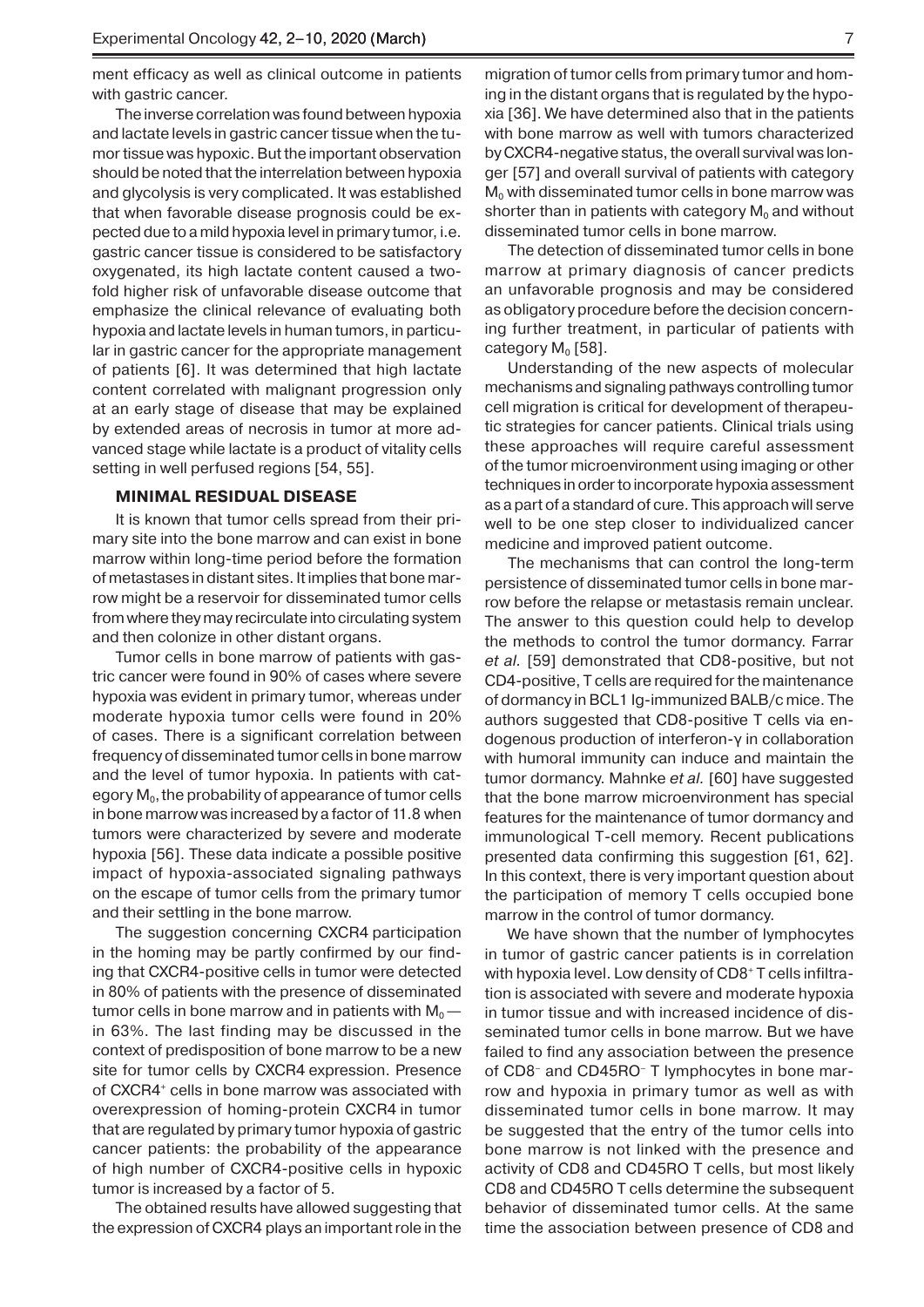ment efficacy as well as clinical outcome in patients with gastric cancer.

The inverse correlation was found between hypoxia and lactate levels in gastric cancer tissue when the tumor tissue was hypoxic. But the important observation should be noted that the interrelation between hypoxia and glycolysis is very complicated. It was established that when favorable disease prognosis could be expected due to a mild hypoxia level in primary tumor, i.e. gastric cancer tissue is considered to be satisfactory oxygenated, its high lactate content caused a twofold higher risk of unfavorable disease outcome that emphasize the clinical relevance of evaluating both hypoxia and lactate levels in human tumors, in particular in gastric cancer for the appropriate management of patients [6]. It was determined that high lactate content correlated with malignant progression only at an early stage of disease that may be explained by extended areas of necrosis in tumor at more advanced stage while lactate is a product of vitality cells setting in well perfused regions [54, 55].

## MINIMAL RESIDUAL DISEASE

It is known that tumor cells spread from their primary site into the bone marrow and can exist in bone marrow within long-time period before the formation of metastases in distant sites. It implies that bone marrow might be a reservoir for disseminated tumor cells from where they may recirculate into circulating system and then colonize in other distant organs.

Tumor cells in bone marrow of patients with gastric cancer were found in 90% of cases where severe hypoxia was evident in primary tumor, whereas under moderate hypoxia tumor cells were found in 20% of cases. There is a significant correlation between frequency of disseminated tumor cells in bone marrow and the level of tumor hypoxia. In patients with category $M_0$, the probability of appearance of tumor cells in bone marrow was increased by a factor of 11.8 when tumors were characterized by severe and moderate hypoxia [56]. These data indicate a possible positive impact of hypoxia-associated signaling pathways on the escape of tumor cells from the primary tumor and their settling in the bone marrow.

The suggestion concerning CXCR4 participation in the homing may be partly confirmed by our finding that CXCR4-positive cells in tumor were detected in 80% of patients with the presence of disseminated tumor cells in bone marrow and in patients with $M_0$ — in 63%. The last finding may be discussed in the context of predisposition of bone marrow to be a new site for tumor cells by CXCR4 expression. Presence of CXCR4$^+$ cells in bone marrow was associated with overexpression of homing-protein CXCR4 in tumor that are regulated by primary tumor hypoxia of gastric cancer patients: the probability of the appearance of high number of CXCR4-positive cells in hypoxic tumor is increased by a factor of 5.

The obtained results have allowed suggesting that the expression of CXCR4 plays an important role in the migration of tumor cells from primary tumor and homing in the distant organs that is regulated by the hypoxia [36]. We have determined also that in the patients with bone marrow as well with tumors characterized by CXCR4-negative status, the overall survival was longer [57] and overall survival of patients with category $M_0$ with disseminated tumor cells in bone marrow was shorter than in patients with category $M_0$ and without disseminated tumor cells in bone marrow.

The detection of disseminated tumor cells in bone marrow at primary diagnosis of cancer predicts an unfavorable prognosis and may be considered as obligatory procedure before the decision concerning further treatment, in particular of patients with category $M_0$ [58].

Understanding of the new aspects of molecular mechanisms and signaling pathways controlling tumor cell migration is critical for development of therapeutic strategies for cancer patients. Clinical trials using these approaches will require careful assessment of the tumor microenvironment using imaging or other techniques in order to incorporate hypoxia assessment as a part of a standard of cure. This approach will serve well to be one step closer to individualized cancer medicine and improved patient outcome.

The mechanisms that can control the long-term persistence of disseminated tumor cells in bone marrow before the relapse or metastasis remain unclear. The answer to this question could help to develop the methods to control the tumor dormancy. Farrar *et al.* [59] demonstrated that CD8-positive, but not CD4-positive, T cells are required for the maintenance of dormancy in BCL1 Ig-immunized BALB/c mice. The authors suggested that CD8-positive T cells via endogenous production of interferon-γ in collaboration with humoral immunity can induce and maintain the tumor dormancy. Mahnke *et al.* [60] have suggested that the bone marrow microenvironment has special features for the maintenance of tumor dormancy and immunological T-cell memory. Recent publications presented data confirming this suggestion [61, 62]. In this context, there is very important question about the participation of memory T cells occupied bone marrow in the control of tumor dormancy.

We have shown that the number of lymphocytes in tumor of gastric cancer patients is in correlation with hypoxia level. Low density of CD8$^+$ T cells infiltration is associated with severe and moderate hypoxia in tumor tissue and with increased incidence of disseminated tumor cells in bone marrow. But we have failed to find any association between the presence of CD8$^-$ and CD45RO$^-$ T lymphocytes in bone marrow and hypoxia in primary tumor as well as with disseminated tumor cells in bone marrow. It may be suggested that the entry of the tumor cells into bone marrow is not linked with the presence and activity of CD8 and CD45RO T cells, but most likely CD8 and CD45RO T cells determine the subsequent behavior of disseminated tumor cells. At the same time the association between presence of CD8 and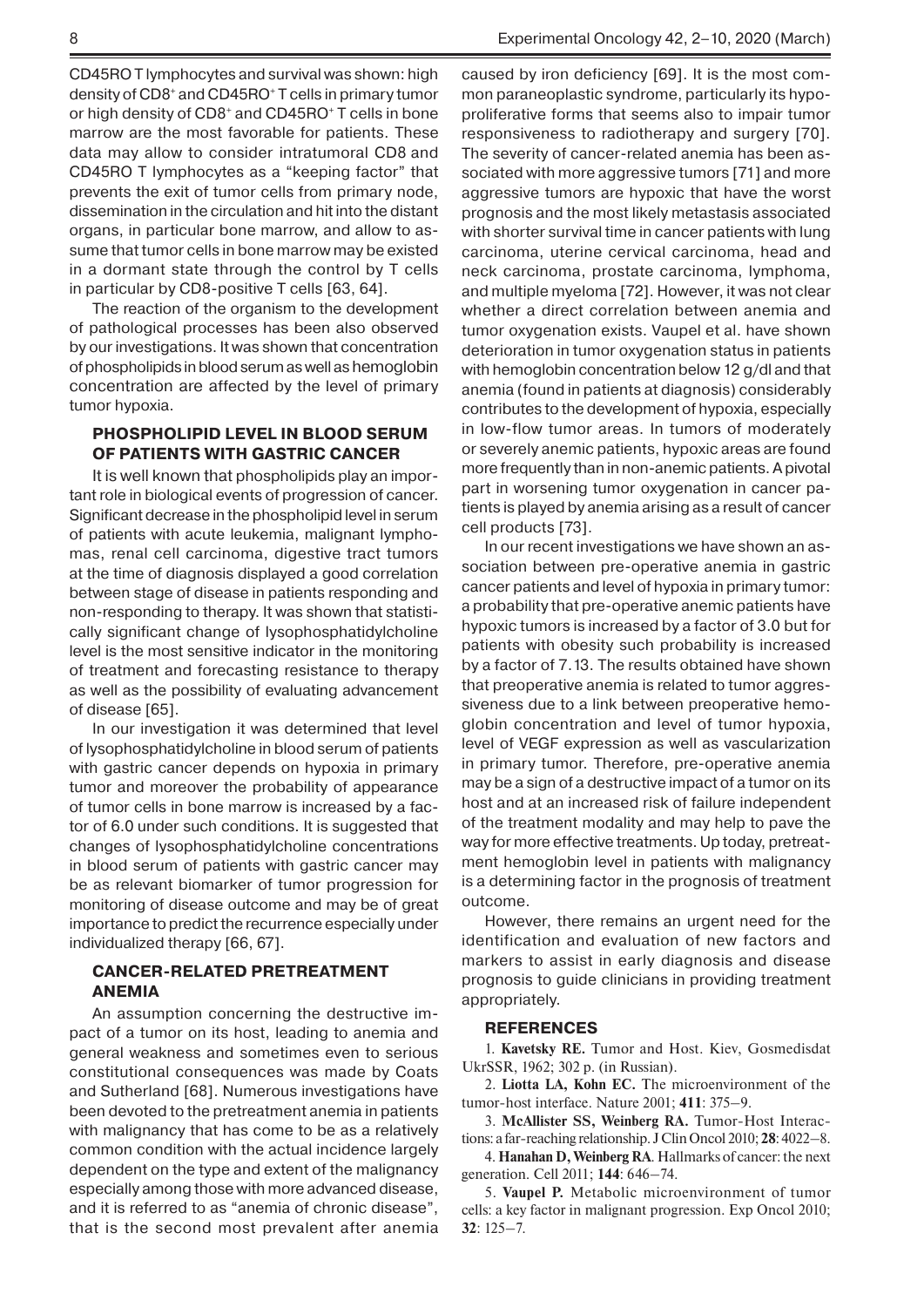CD45RO T lymphocytes and survival was shown: high density of $CD8^+$ and $CD45RO^+$ T cells in primary tumor or high density of $CD8^+$ and $CD45RO^+$ T cells in bone marrow are the most favorable for patients. These data may allow to consider intratumoral CD8 and CD45RO T lymphocytes as a "keeping factor" that prevents the exit of tumor cells from primary node, dissemination in the circulation and hit into the distant organs, in particular bone marrow, and allow to assume that tumor cells in bone marrow may be existed in a dormant state through the control by T cells in particular by CD8-positive T cells [63, 64].

The reaction of the organism to the development of pathological processes has been also observed by our investigations. It was shown that concentration of phospholipids in blood serum as well as hemoglobin concentration are affected by the level of primary tumor hypoxia.

## PHOSPHOLIPID LEVEL IN BLOOD SERUM OF PATIENTS WITH GASTRIC CANCER

It is well known that phospholipids play an important role in biological events of progression of cancer. Significant decrease in the phospholipid level in serum of patients with acute leukemia, malignant lymphomas, renal cell carcinoma, digestive tract tumors at the time of diagnosis displayed a good correlation between stage of disease in patients responding and non-responding to therapy. It was shown that statistically significant change of lysophosphatidylcholine level is the most sensitive indicator in the monitoring of treatment and forecasting resistance to therapy as well as the possibility of evaluating advancement of disease [65].

In our investigation it was determined that level of lysophosphatidylcholine in blood serum of patients with gastric cancer depends on hypoxia in primary tumor and moreover the probability of appearance of tumor cells in bone marrow is increased by a factor of 6.0 under such conditions. It is suggested that changes of lysophosphatidylcholine concentrations in blood serum of patients with gastric cancer may be as relevant biomarker of tumor progression for monitoring of disease outcome and may be of great importance to predict the recurrence especially under individualized therapy [66, 67].

## CANCER-RELATED PRETREATMENT ANEMIA

An assumption concerning the destructive impact of a tumor on its host, leading to anemia and general weakness and sometimes even to serious constitutional consequences was made by Coats and Sutherland [68]. Numerous investigations have been devoted to the pretreatment anemia in patients with malignancy that has come to be as a relatively common condition with the actual incidence largely dependent on the type and extent of the malignancy especially among those with more advanced disease, and it is referred to as "anemia of chronic disease", that is the second most prevalent after anemia caused by iron deficiency [69]. It is the most common paraneoplastic syndrome, particularly its hypoproliferative forms that seems also to impair tumor responsiveness to radiotherapy and surgery [70]. The severity of cancer-related anemia has been associated with more aggressive tumors [71] and more aggressive tumors are hypoxic that have the worst prognosis and the most likely metastasis associated with shorter survival time in cancer patients with lung carcinoma, uterine cervical carcinoma, head and neck carcinoma, prostate carcinoma, lymphoma, and multiple myeloma [72]. However, it was not clear whether a direct correlation between anemia and tumor oxygenation exists. Vaupel et al. have shown deterioration in tumor oxygenation status in patients with hemoglobin concentration below 12 g/dl and that anemia (found in patients at diagnosis) considerably contributes to the development of hypoxia, especially in low-flow tumor areas. In tumors of moderately or severely anemic patients, hypoxic areas are found more frequently than in non-anemic patients. A pivotal part in worsening tumor oxygenation in cancer patients is played by anemia arising as a result of cancer cell products [73].

In our recent investigations we have shown an association between pre-operative anemia in gastric cancer patients and level of hypoxia in primary tumor: a probability that pre-operative anemic patients have hypoxic tumors is increased by a factor of 3.0 but for patients with obesity such probability is increased by a factor of 7.13. The results obtained have shown that preoperative anemia is related to tumor aggressiveness due to a link between preoperative hemoglobin concentration and level of tumor hypoxia, level of VEGF expression as well as vascularization in primary tumor. Therefore, pre-operative anemia may be a sign of a destructive impact of a tumor on its host and at an increased risk of failure independent of the treatment modality and may help to pave the way for more effective treatments. Up today, pretreatment hemoglobin level in patients with malignancy is a determining factor in the prognosis of treatment outcome.

However, there remains an urgent need for the identification and evaluation of new factors and markers to assist in early diagnosis and disease prognosis to guide clinicians in providing treatment appropriately.

## REFERENCES

1. **Kavetsky RE.** Tumor and Host. Kiev, Gosmedisdat UkrSSR, 1962; 302 p. (in Russian).

2. **Liotta LA, Kohn EC.** The microenvironment of the tumor-host interface. Nature 2001; **411**: 375–9.

3. **McAllister SS, Weinberg RA.** Tumor-Host Interactions: a far-reaching relationship. J Clin Oncol 2010; **28**: 4022–8.

4. **Hanahan D, Weinberg RA**. Hallmarks of cancer: the next generation. Cell 2011; **144**: 646–74.

5. **Vaupel P.** Metabolic microenvironment of tumor cells: a key factor in malignant progression. Exp Oncol 2010; **32**: 125–7.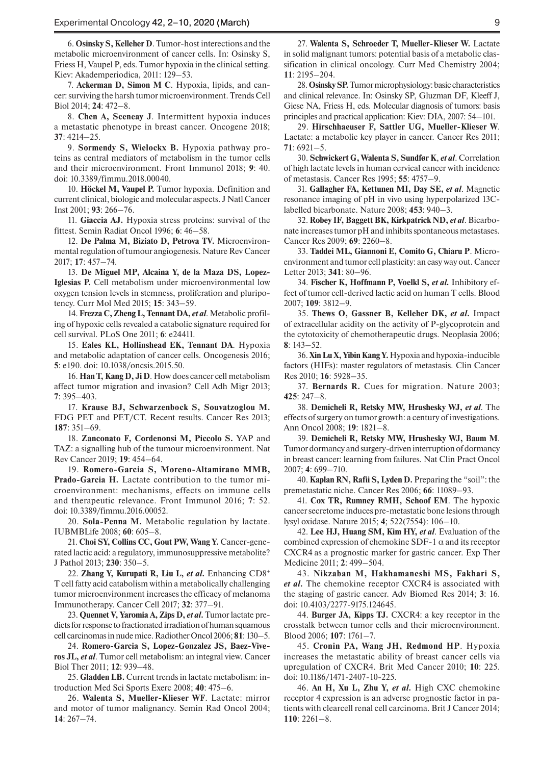6. **Osinsky S, Kelleher D**. Tumor-host interactions and the metabolic microenvironment of cancer cells. In: Osinsky S, Friess H, Vaupel P, eds. Tumor hypoxia in the clinical setting. Kiev: Akademperiodica, 2011: 129–53.

7. **Ackerman D, Simon M C**. Hypoxia, lipids, and cancer: surviving the harsh tumor microenvironment. Trends Cell Biol 2014; **24**: 472–8.

8. **Chen A, Sceneay J**. Intermittent hypoxia induces a metastatic phenotype in breast cancer. Oncogene 2018; **37**: 4214–25.

9. **Sormendy S, Wielockx B.** Hypoxia pathway proteins as central mediators of metabolism in the tumor cells and their microenvironment. Front Immunol 2018; **9**: 40. doi: 10.3389/fimmu.2018.00040.

10. **Höckel M, Vaupel P.** Tumor hypoxia. Definition and current clinical, biologic and molecular aspects. J Natl Cancer Inst 2001; **93**: 266–76.

11. **Giaccia AJ.** Hypoxia stress proteins: survival of the fittest. Semin Radiat Oncol 1996; **6**: 46–58.

12. **De Palma M, Biziato D, Petrova TV.** Microenvironmental regulation of tumour angiogenesis. Nature Rev Cancer 2017; **17**: 457–74.

13. **De Miguel MP, Alcaina Y, de la Maza DS, Lopez-Iglesias P.** Cell metabolism under microenvironmental low oxygen tension levels in stemness, proliferation and pluripotency. Curr Mol Med 2015; **15**: 343–59.

14. **Frezza C, Zheng L, Tennant DA,** *et al*. Metabolic profiling of hypoxic cells revealed a catabolic signature required for cell survival. PLoS One 2011; **6**: e24411.

15. **Eales KL, Hollinshead EK, Tennant DA**. Hypoxia and metabolic adaptation of cancer cells. Oncogenesis 2016; **5**: e190. doi: 10.1038/oncsis.2015.50.

16. **Han T, Kang D, Ji D**. How does cancer cell metabolism affect tumor migration and invasion? Cell Adh Migr 2013; **7**: 395–403.

17. **Krause BJ, Schwarzenbock S, Souvatzoglou M.** FDG PET and PET/CT. Recent results. Cancer Res 2013; **187**: 351–69.

18. **Zanconato F, Cordenonsi M, Piccolo S.** YAP and TAZ: a signalling hub of the tumour microenvironment. Nat Rev Cancer 2019; **19**: 454–64.

19. **Romero-Garcia S, Moreno-Altamirano MMB, Prado-Garcia H.** Lactate contribution to the tumor microenvironment: mechanisms, effects on immune cells and therapeutic relevance. Front Immunol 2016; **7**: 52. doi: 10.3389/fimmu.2016.00052.

20. **Sola-Penna M.** Metabolic regulation by lactate. IUBMBLife 2008; **60**: 605–8.

21. **Choi SY, Collins CC, Gout PW, Wang Y.** Cancer-generated lactic acid: a regulatory, immunosuppressive metabolite? J Pathol 2013; **230**: 350–5.

22. **Zhang Y, Kurupati R, Liu L,** *et al***.** Enhancing $CD8^+$ T cell fatty acid catabolism within a metabolically challenging tumor microenvironment increases the efficacy of melanoma Immunotherapy. Cancer Cell 2017; **32**: 377–91.

23. **Quennet V, Yaromia A, Zips D,** *et al***.** Tumor lactate predicts for response to fractionated irradiation of human squamous cell carcinomas in nude mice. Radiother Oncol 2006; **81**: 130–5.

24. **Romero-Garcia S, Lopez-Gonzalez JS, Baez-Viveros JL,** *et al*. Tumor cell metabolism: an integral view. Cancer Biol Ther 2011; **12**: 939–48.

25. **Gladden LB.** Current trends in lactate metabolism: introduction Med Sci Sports Exerc 2008; **40**: 475–6.

26. **Walenta S, Mueller-Klieser WF**. Lactate: mirror and motor of tumor malignancy. Semin Rad Oncol 2004; **14**: 267–74.

27. **Walenta S, Schroeder T, Mueller-Klieser W.** Lactate in solid malignant tumors: potential basis of a metabolic classification in clinical oncology. Curr Med Chemistry 2004; **11**: 2195–204.

28. **Osinsky SP.** Tumor microphysiology: basic characteristics and clinical relevance. In: Osinsky SP, Gluzman DF, Kleeff J, Giese NA, Friess H, eds. Molecular diagnosis of tumors: basis principles and practical application: Kiev: DIA, 2007: 54–101.

29. **Hirschhaeuser F, Sattler UG, Mueller-Klieser W**. Lactate: a metabolic key player in cancer. Cancer Res 2011; **71**: 6921–5.

30. **Schwickert G, Walenta S, Sundfør K**, *et al*. Correlation of high lactate levels in human cervical cancer with incidence of metastasis. Cancer Res 1995; **55**: 4757–9.

31. **Gallagher FA, Kettunen MI, Day SE,** *et al*. Magnetic resonance imaging of pH in vivo using hyperpolarized 13C-labelled bicarbonate. Nature 2008; **453**: 940–3.

32. **Robey IF, Baggett BK, Kirkpatrick ND,** *et al*. Bicarbonate increases tumor pH and inhibits spontaneous metastases. Cancer Res 2009; **69**: 2260–8.

33. **Taddei ML, Giannoni E, Comito G, Chiaru P**. Microenvironment and tumor cell plasticity: an easy way out. Cancer Letter 2013; **341**: 80–96.

34. **Fischer K, Hoffmann P, Voelkl S,** *et al***.** Inhibitory effect of tumor cell-derived lactic acid on human T cells. Blood 2007; **109**: 3812–9.

35. **Thews O, Gassner B, Kelleher DK,** *et al*. Impact of extracellular acidity on the activity of P-glycoprotein and the cytotoxicity of chemotherapeutic drugs. Neoplasia 2006; **8**: 143–52.

36. **Xin Lu X, Yibin Kang Y.** Hypoxia and hypoxia-inducible factors (HIFs): master regulators of metastasis. Clin Cancer Res 2010; **16**: 5928–35.

37. **Bernards R.** Cues for migration. Nature 2003; **425**: 247–8.

38. **Demicheli R, Retsky MW, Hrushesky WJ,** *et al*. The effects of surgery on tumor growth: a century of investigations. Ann Oncol 2008; **19**: 1821–8.

39. **Demicheli R, Retsky MW, Hrushesky WJ, Baum M**. Tumor dormancy and surgery-driven interruption of dormancy in breast cancer: learning from failures. Nat Clin Pract Oncol 2007; **4**: 699–710.

40. **Kaplan RN, Rafii S, Lyden D.** Preparing the "soil": the premetastatic niche. Cancer Res 2006; **66**: 11089–93.

41. **Cox TR, Rumney RMH, Schoof EM**. The hypoxic cancer secretome induces pre-metastatic bone lesions through lysyl oxidase. Nature 2015; **4**; 522(7554): 106–10.

42. **Lee HJ, Huang SM, Kim HY,** *et al*. Evaluation of the combined expression of chemokine SDF-1 $\alpha$ and its receptor CXCR4 as a prognostic marker for gastric cancer. Exp Ther Medicine 2011; **2**: 499–504.

43. **Nikzaban M, Hakhamaneshi MS, Fakhari S,** *et al***.** The chemokine receptor CXCR4 is associated with the staging of gastric cancer. Adv Biomed Res 2014; **3**: 16. doi: 10.4103/2277-9175.124645.

44. **Burger JA, Kipps TJ.** CXCR4: a key receptor in the crosstalk between tumor cells and their microenvironment. Blood 2006; **107**: 1761–7.

45. **Cronin PA, Wang JH, Redmond HP**. Hypoxia increases the metastatic ability of breast cancer cells via upregulation of CXCR4. Brit Med Cancer 2010; **10**: 225. doi: 10.1186/1471-2407-10-225.

46. **An H, Xu L, Zhu Y,** *et al***.** High CXC chemokine receptor 4 expression is an adverse prognostic factor in patients with clearcell renal cell carcinoma. Brit J Cancer 2014; **110**: 2261–8.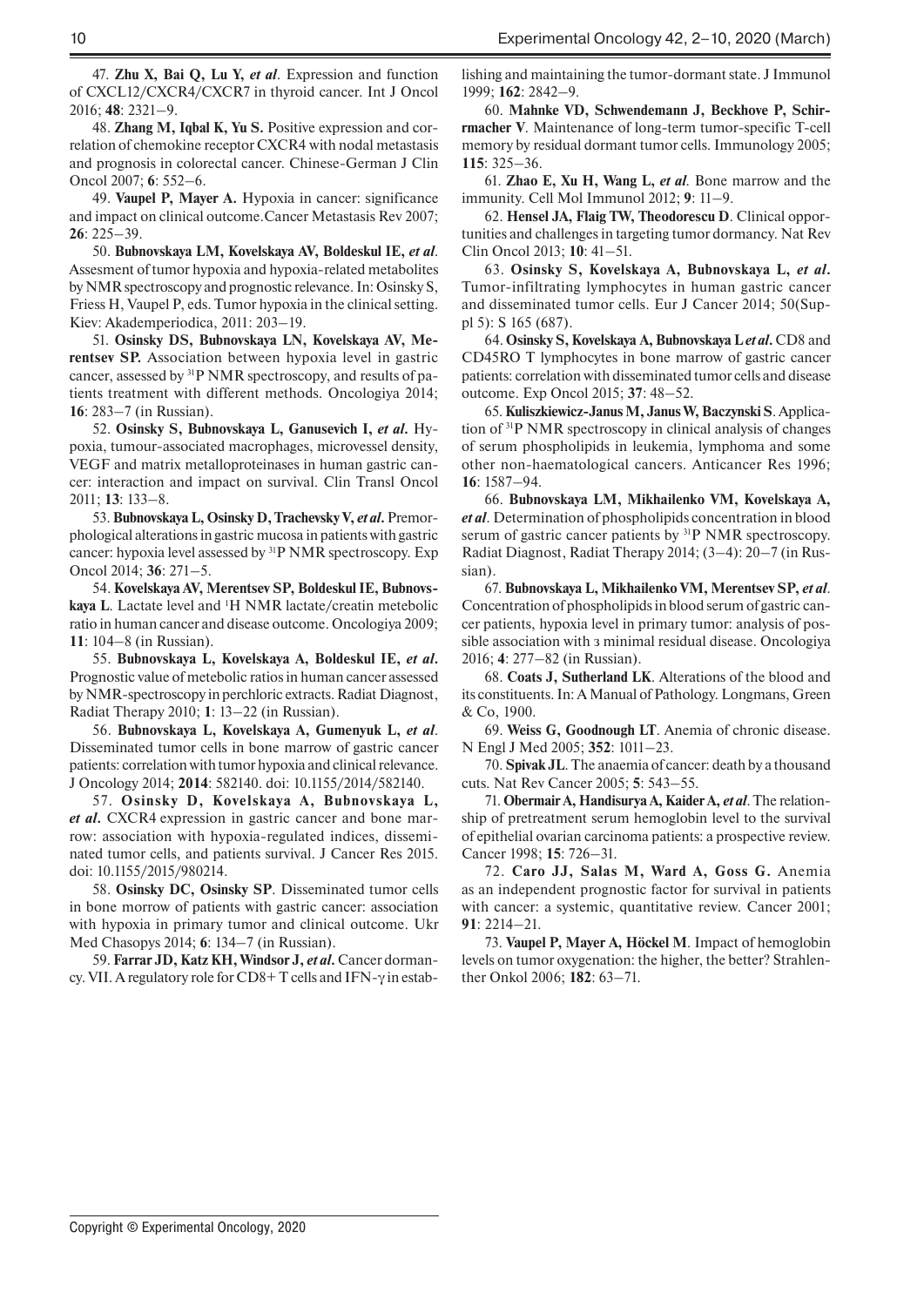47. **Zhu X, Bai Q, Lu Y, *et al*.** Expression and function of CXCL12/CXCR4/CXCR7 in thyroid cancer. Int J Oncol 2016; **48**: 2321–9.

48. **Zhang M, Iqbal K, Yu S.** Positive expression and correlation of chemokine receptor CXCR4 with nodal metastasis and prognosis in colorectal cancer. Chinese-German J Clin Oncol 2007; **6**: 552–6.

49. **Vaupel P, Mayer A.** Hypoxia in cancer: significance and impact on clinical outcome. Cancer Metastasis Rev 2007; **26**: 225–39.

50. **Bubnovskaya LM, Kovelskaya AV, Boldeskul IE, *et al*.** Assesment of tumor hypoxia and hypoxia-related metabolites by NMR spectroscopy and prognostic relevance. In: Osinsky S, Friess H, Vaupel P, eds. Tumor hypoxia in the clinical setting. Kiev: Akademperiodica, 2011: 203–19.

51. **Osinsky DS, Bubnovskaya LN, Kovelskaya AV, Merentsev SP.** Association between hypoxia level in gastric cancer, assessed by $^{31}$P NMR spectroscopy, and results of patients treatment with different methods. Oncologiya 2014; **16**: 283–7 (in Russian).

52. **Osinsky S, Bubnovskaya L, Ganusevich I, *et al*.** Hypoxia, tumour-associated macrophages, microvessel density, VEGF and matrix metalloproteinases in human gastric cancer: interaction and impact on survival. Clin Transl Oncol 2011; **13**: 133–8.

53. **Bubnovskaya L, Osinsky D, Trachevsky V, *et al*.** Premorphological alterations in gastric mucosa in patients with gastric cancer: hypoxia level assessed by $^{31}$P NMR spectroscopy. Exp Oncol 2014; **36**: 271–5.

54. **Kovelskaya AV, Merentsev SP, Boldeskul IE, Bubnovskaya L.** Lactate level and $^{1}$H NMR lactate/creatin metebolic ratio in human cancer and disease outcome. Oncologiya 2009; **11**: 104–8 (in Russian).

55. **Bubnovskaya L, Kovelskaya A, Boldeskul IE, *et al*.** Prognostic value of metebolic ratios in human cancer assessed by NMR-spectroscopy in perchloric extracts. Radiat Diagnost, Radiat Therapy 2010; **1**: 13–22 (in Russian).

56. **Bubnovskaya L, Kovelskaya A, Gumenyuk L, *et al*.** Disseminated tumor cells in bone marrow of gastric cancer patients: correlation with tumor hypoxia and clinical relevance. J Oncology 2014; **2014**: 582140. doi: 10.1155/2014/582140.

57. **Osinsky D, Kovelskaya A, Bubnovskaya L, *et al*.** CXCR4 expression in gastric cancer and bone marrow: association with hypoxia-regulated indices, disseminated tumor cells, and patients survival. J Cancer Res 2015. doi: 10.1155/2015/980214.

58. **Osinsky DC, Osinsky SP**. Disseminated tumor cells in bone morrow of patients with gastric cancer: association with hypoxia in primary tumor and clinical outcome. Ukr Med Chasopys 2014; **6**: 134–7 (in Russian).

59. **Farrar JD, Katz KH, Windsor J, *et al*.** Cancer dormancy. VII. A regulatory role for CD8+ T cells and IFN-γ in establishing and maintaining the tumor-dormant state. J Immunol 1999; **162**: 2842–9.

60. **Mahnke VD, Schwendemann J, Beckhove P, Schirrmacher V**. Maintenance of long-term tumor-specific T-cell memory by residual dormant tumor cells. Immunology 2005; **115**: 325–36.

61. **Zhao E, Xu H, Wang L, *et al*.** Bone marrow and the immunity. Cell Mol Immunol 2012; **9**: 11–9.

62. **Hensel JA, Flaig TW, Theodorescu D**. Clinical opportunities and challenges in targeting tumor dormancy. Nat Rev Clin Oncol 2013; **10**: 41–51.

63. **Osinsky S, Kovelskaya A, Bubnovskaya L, *et al*.** Tumor-infiltrating lymphocytes in human gastric cancer and disseminated tumor cells. Eur J Cancer 2014; 50(Suppl 5): S 165 (687).

64. **Osinsky S, Kovelskaya A, Bubnovskaya L *et al*.** CD8 and CD45RO T lymphocytes in bone marrow of gastric cancer patients: correlation with disseminated tumor cells and disease outcome. Exp Oncol 2015; **37**: 48–52.

65. **Kuliszkiewicz-Janus M, Janus W, Baczynski S**. Application of $^{31}$P NMR spectroscopy in clinical analysis of changes of serum phospholipids in leukemia, lymphoma and some other non-haematological cancers. Anticancer Res 1996; **16**: 1587–94.

66. **Bubnovskaya LM, Mikhailenko VM, Kovelskaya A, *et al*.** Determination of phospholipids concentration in blood serum of gastric cancer patients by $^{31}$P NMR spectroscopy. Radiat Diagnost, Radiat Therapy 2014; (3–4): 20–7 (in Russian).

67. **Bubnovskaya L, Mikhailenko VM, Merentsev SP, *et al*.** Concentration of phospholipids in blood serum of gastric cancer patients, hypoxia level in primary tumor: analysis of possible association with з minimal residual disease. Oncologiya 2016; **4**: 277–82 (in Russian).

68. **Coats J, Sutherland LK**. Alterations of the blood and its constituents. In: A Manual of Pathology. Longmans, Green & Co, 1900.

69. **Weiss G, Goodnough LT**. Anemia of chronic disease. N Engl J Med 2005; **352**: 1011–23.

70. **Spivak JL**. The anaemia of cancer: death by a thousand cuts. Nat Rev Cancer 2005; **5**: 543–55.

71. **Obermair A, Handisurya A, Kaider A, *et al*.** The relationship of pretreatment serum hemoglobin level to the survival of epithelial ovarian carcinoma patients: a prospective review. Cancer 1998; **15**: 726–31.

72. **Caro JJ, Salas M, Ward A, Goss G.** Anemia as an independent prognostic factor for survival in patients with cancer: a systemic, quantitative review. Cancer 2001; **91**: 2214–21.

73. **Vaupel P, Mayer A, Höckel M**. Impact of hemoglobin levels on tumor oxygenation: the higher, the better? Strahlenther Onkol 2006; **182**: 63–71.

Copyright © Experimental Oncology, 2020